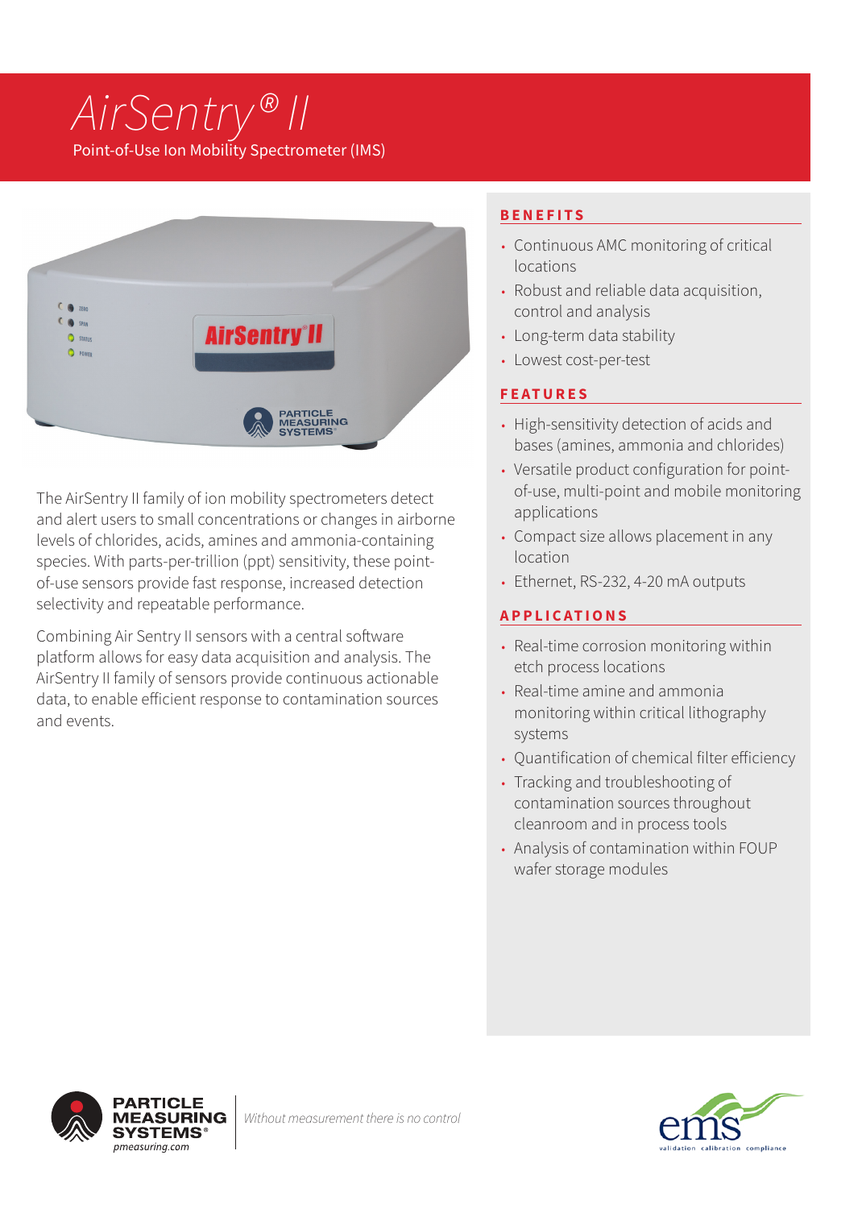# AirSentry® II

Point-of-Use Ion Mobility Spectrometer (IMS)

The AirSentry II family of ion mobility spectrometers detect and alert users to small concentrations or changes in airborne levels of chlorides, acids, amines and ammonia-containing species. With parts-per-trillion (ppt) sensitivity, these point-of-use sensors provide fast response, increased detection selectivity and repeatable performance.

Combining Air Sentry II sensors with a central software platform allows for easy data acquisition and analysis. The AirSentry II family of sensors provide continuous actionable data, to enable efficient response to contamination sources and events.

## BENEFITS

- Continuous AMC monitoring of critical locations
- Robust and reliable data acquisition, control and analysis
- Long-term data stability
- Lowest cost-per-test

## FEATURES

- High-sensitivity detection of acids and bases (amines, ammonia and chlorides)
- Versatile product configuration for point-of-use, multi-point and mobile monitoring applications
- Compact size allows placement in any location
- Ethernet, RS-232, 4-20 mA outputs

## APPLICATIONS

- Real-time corrosion monitoring within etch process locations
- Real-time amine and ammonia monitoring within critical lithography systems
- Quantification of chemical filter efficiency
- Tracking and troubleshooting of contamination sources throughout cleanroom and in process tools
- Analysis of contamination within FOUP wafer storage modules

PARTICLE MEASURING SYSTEMS® pmeasuring.com | *Without measurement there is no control*

ems validation calibration compliance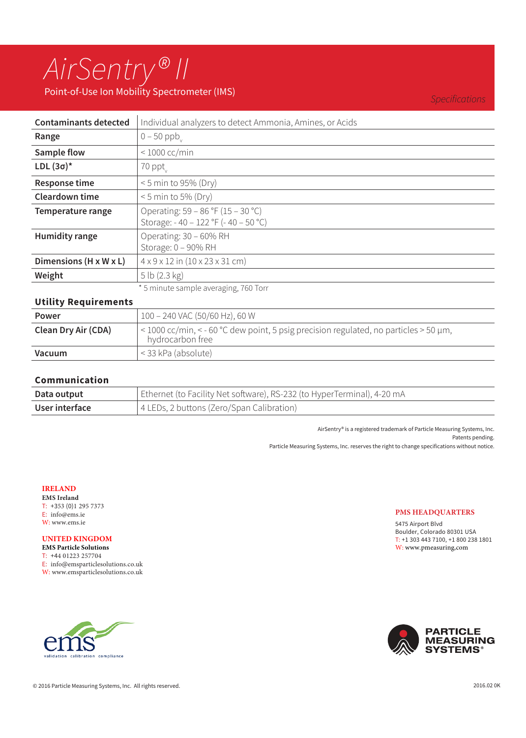# *AirSentry® II*

Point-of-Use Ion Mobility Spectrometer (IMS)

*Specifications*

| | |
|---|---|
| **Contaminants detected** | Individual analyzers to detect Ammonia, Amines, or Acids |
| **Range** | 0 – 50 $ppb_v$ |
| **Sample flow** | < 1000 cc/min |
| **LDL (3σ)*** | 70 $ppt_v$ |
| **Response time** | < 5 min to 95% (Dry) |
| **Cleardown time** | < 5 min to 5% (Dry) |
| **Temperature range** | Operating: 59 – 86 °F (15 – 30 °C)<br>Storage: - 40 – 122 °F (- 40 – 50 °C) |
| **Humidity range** | Operating: 30 – 60% RH<br>Storage: 0 – 90% RH |
| **Dimensions (H x W x L)** | 4 x 9 x 12 in (10 x 23 x 31 cm) |
| **Weight** | 5 lb (2.3 kg) |

* 5 minute sample averaging, 760 Torr

## Utility Requirements

| | |
|---|---|
| **Power** | 100 – 240 VAC (50/60 Hz), 60 W |
| **Clean Dry Air (CDA)** | < 1000 cc/min, < - 60 °C dew point, 5 psig precision regulated, no particles > 50 µm, hydrocarbon free |
| **Vacuum** | < 33 kPa (absolute) |

## Communication

| | |
|---|---|
| **Data output** | Ethernet (to Facility Net software), RS-232 (to HyperTerminal), 4-20 mA |
| **User interface** | 4 LEDs, 2 buttons (Zero/Span Calibration) |

AirSentry® is a registered trademark of Particle Measuring Systems, Inc.
Patents pending.
Particle Measuring Systems, Inc. reserves the right to change specifications without notice.

**IRELAND**
**EMS Ireland**
T: +353 (0)1 295 7373
E: info@ems.ie
W: www.ems.ie

**UNITED KINGDOM**
**EMS Particle Solutions**
T: +44 01223 257704
E: info@emsparticlesolutions.co.uk
W: www.emsparticlesolutions.co.uk

**PMS HEADQUARTERS**
5475 Airport Blvd
Boulder, Colorado 80301 USA
T: +1 303 443 7100, +1 800 238 1801
W: www.pmeasuring,com

ems
validation calibration compliance

PARTICLE MEASURING SYSTEMS®

© 2016 Particle Measuring Systems, Inc. All rights reserved.

2016.02 0K